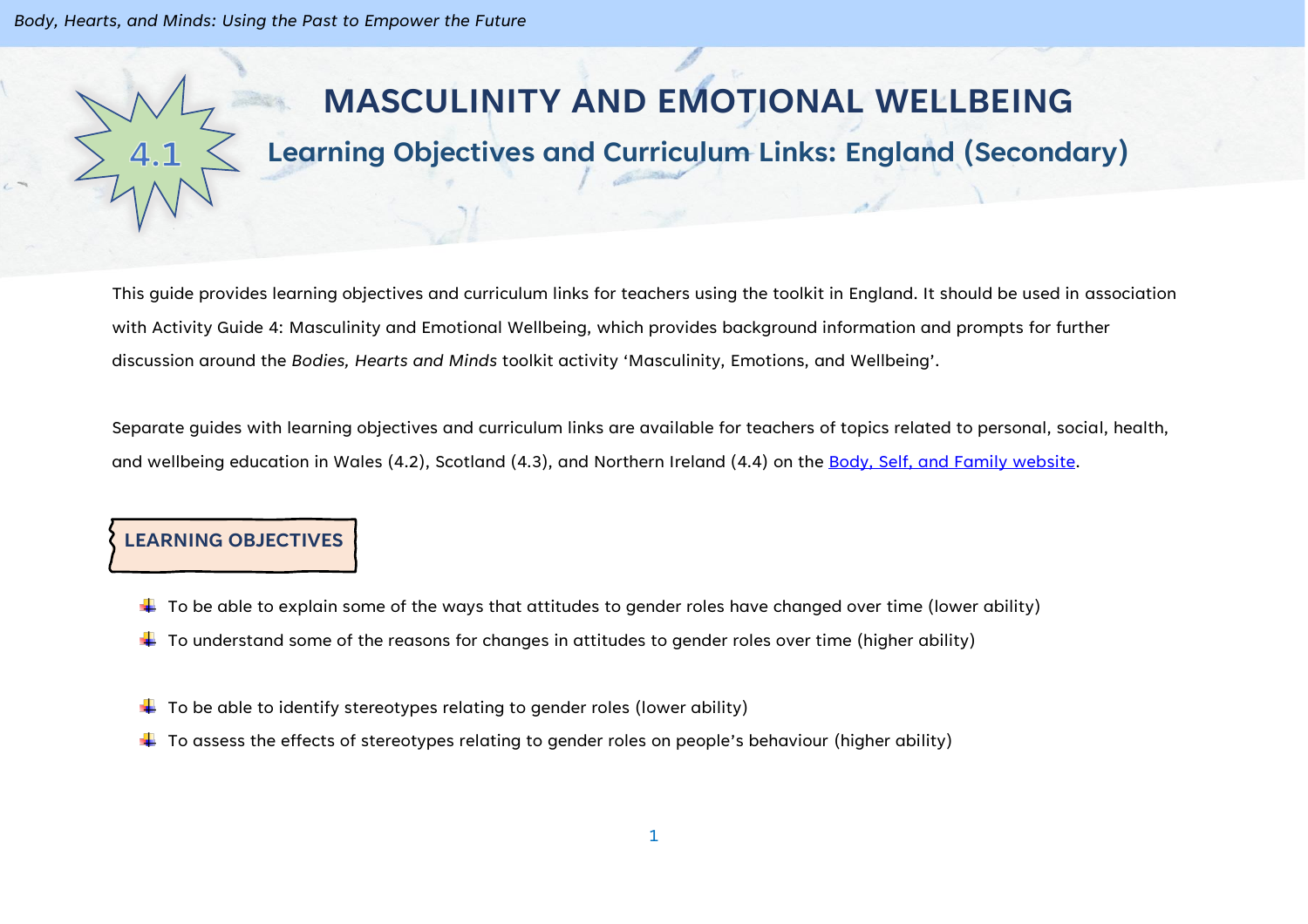# 4.1 MASCULINITY AND EMOTIONAL WELLBEING

## Learning Objectives and Curriculum Links: England (Secondary)

This guide provides learning objectives and curriculum links for teachers using the toolkit in England. It should be used in association with Activity Guide 4: Masculinity and Emotional Wellbeing, which provides background information and prompts for further discussion around the *Bodies, Hearts and Minds* toolkit activity 'Masculinity, Emotions, and Wellbeing'.

Separate guides with learning objectives and curriculum links are available for teachers of topics related to personal, social, health, and wellbeing education in Wales (4.2), Scotland (4.3), and Northern Ireland (4.4) on the Body, Self, and Family website.

### LEARNING OBJECTIVES

- To be able to explain some of the ways that attitudes to gender roles have changed over time (lower ability)
- To understand some of the reasons for changes in attitudes to gender roles over time (higher ability)

- To be able to identify stereotypes relating to gender roles (lower ability)
- To assess the effects of stereotypes relating to gender roles on people's behaviour (higher ability)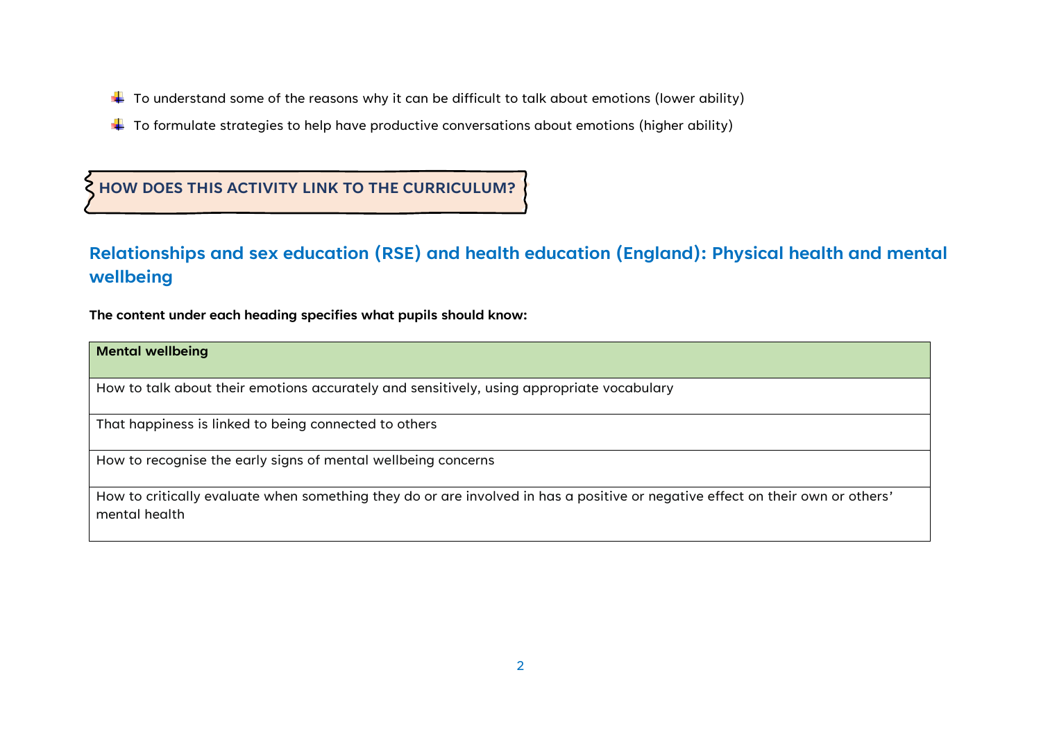- To understand some of the reasons why it can be difficult to talk about emotions (lower ability)
- To formulate strategies to help have productive conversations about emotions (higher ability)

## HOW DOES THIS ACTIVITY LINK TO THE CURRICULUM?

## Relationships and sex education (RSE) and health education (England): Physical health and mental wellbeing

**The content under each heading specifies what pupils should know:**

| **Mental wellbeing** |
| --- |
| How to talk about their emotions accurately and sensitively, using appropriate vocabulary |
| That happiness is linked to being connected to others |
| How to recognise the early signs of mental wellbeing concerns |
| How to critically evaluate when something they do or are involved in has a positive or negative effect on their own or others' mental health |